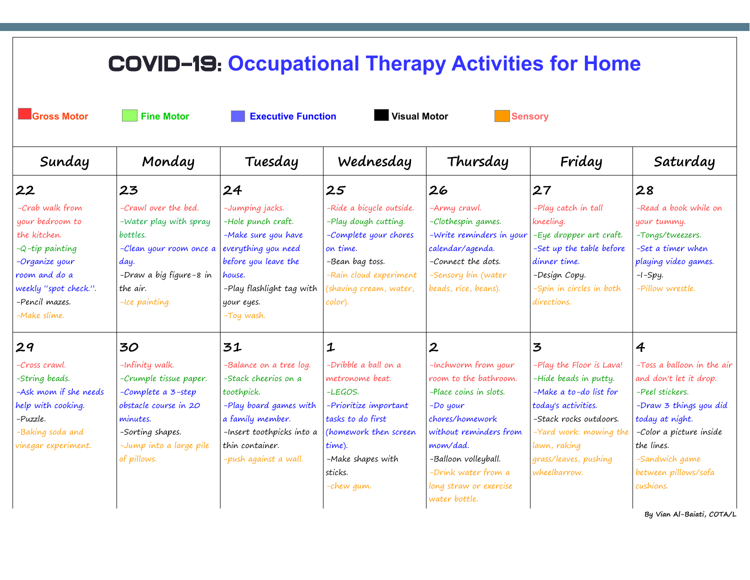# COVID-19: Occupational Therapy Activities for Home

Gross Motor | Fine Motor | Executive Function | Visual Motor | Sensory

| Sunday | Monday | Tuesday | Wednesday | Thursday | Friday | Saturday |
|---|---|---|---|---|---|---|
| **22**<br>-Crab walk from your bedroom to the kitchen.<br>-Q-tip painting<br>-Organize your room and do a weekly "spot check.".<br>-Pencil mazes.<br>-Make slime. | **23**<br>-Crawl over the bed.<br>-Water play with spray bottles.<br>-Clean your room once a day.<br>-Draw a big figure-8 in the air.<br>-Ice painting. | **24**<br>-Jumping jacks.<br>-Hole punch craft.<br>-Make sure you have everything you need before you leave the house.<br>-Play flashlight tag with your eyes.<br>-Toy wash. | **25**<br>-Ride a bicycle outside.<br>-Play dough cutting.<br>-Complete your chores on time.<br>-Bean bag toss.<br>-Rain cloud experiment (shaving cream, water, color). | **26**<br>-Army crawl.<br>-Clothespin games.<br>-Write reminders in your calendar/agenda.<br>-Connect the dots.<br>-Sensory bin (water beads, rice, beans). | **27**<br>-Play catch in tall kneeling.<br>-Eye dropper art craft.<br>-Set up the table before dinner time.<br>-Design Copy.<br>-Spin in circles in both directions. | **28**<br>-Read a book while on your tummy.<br>-Tongs/tweezers.<br>-Set a timer when playing video games.<br>-I-Spy.<br>-Pillow wrestle. |
| **29**<br>-Cross crawl.<br>-String beads.<br>-Ask mom if she needs help with cooking.<br>-Puzzle.<br>-Baking soda and vinegar experiment. | **30**<br>-Infinity walk.<br>-Crumple tissue paper.<br>-Complete a 3-step obstacle course in 20 minutes.<br>-Sorting shapes.<br>-Jump into a large pile of pillows. | **31**<br>-Balance on a tree log.<br>-Stack cheerios on a toothpick.<br>-Play board games with a family member.<br>-Insert toothpicks into a thin container.<br>-push against a wall. | **1**<br>-Dribble a ball on a metronome beat.<br>-LEGOS.<br>-Prioritize important tasks to do first (homework then screen time).<br>-Make shapes with sticks.<br>-chew gum. | **2**<br>-Inchworm from your room to the bathroom.<br>-Place coins in slots.<br>-Do your chores/homework without reminders from mom/dad.<br>-Balloon volleyball.<br>-Drink water from a long straw or exercise water bottle. | **3**<br>-Play the Floor is Lava!<br>-Hide beads in putty.<br>-Make a to-do list for today's activities.<br>-Stack rocks outdoors.<br>-Yard work: mowing the lawn, raking grass/leaves, pushing wheelbarrow. | **4**<br>-Toss a balloon in the air and don't let it drop.<br>-Peel stickers.<br>-Draw 3 things you did today at night.<br>-Color a picture inside the lines.<br>-Sandwich game between pillows/sofa cushions. |

By Vian Al-Baiati, COTA/L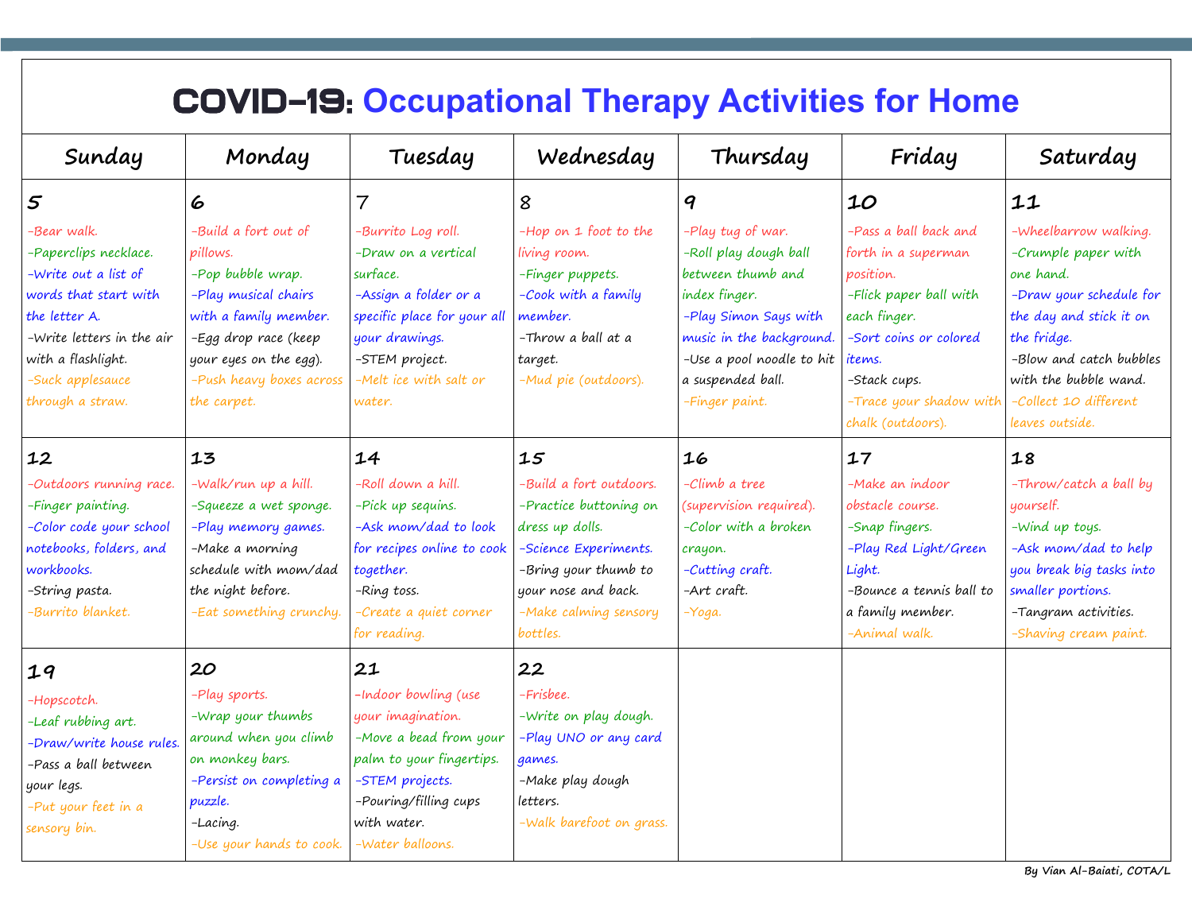# **COVID-19:** Occupational Therapy Activities for Home

| Sunday | Monday | Tuesday | Wednesday | Thursday | Friday | Saturday |
|---|---|---|---|---|---|---|
| **5**<br>-Bear walk.<br>-Paperclips necklace.<br>-Write out a list of words that start with the letter A.<br>-Write letters in the air with a flashlight.<br>-Suck applesauce through a straw. | **6**<br>-Build a fort out of pillows.<br>-Pop bubble wrap.<br>-Play musical chairs with a family member.<br>-Egg drop race (keep your eyes on the egg).<br>-Push heavy boxes across the carpet. | **7**<br>-Burrito Log roll.<br>-Draw on a vertical surface.<br>-Assign a folder or a specific place for your all your drawings.<br>-STEM project.<br>-Melt ice with salt or water. | **8**<br>-Hop on 1 foot to the living room.<br>-Finger puppets.<br>-Cook with a family member.<br>-Throw a ball at a target.<br>-Mud pie (outdoors). | **9**<br>-Play tug of war.<br>-Roll play dough ball between thumb and index finger.<br>-Play Simon Says with music in the background.<br>-Use a pool noodle to hit a suspended ball.<br>-Finger paint. | **10**<br>-Pass a ball back and forth in a superman position.<br>-Flick paper ball with each finger.<br>-Sort coins or colored items.<br>-Stack cups.<br>-Trace your shadow with chalk (outdoors). | **11**<br>-Wheelbarrow walking.<br>-Crumple paper with one hand.<br>-Draw your schedule for the day and stick it on the fridge.<br>-Blow and catch bubbles with the bubble wand.<br>-Collect 10 different leaves outside. |
| **12**<br>-Outdoors running race.<br>-Finger painting.<br>-Color code your school notebooks, folders, and workbooks.<br>-String pasta.<br>-Burrito blanket. | **13**<br>-Walk/run up a hill.<br>-Squeeze a wet sponge.<br>-Play memory games.<br>-Make a morning schedule with mom/dad the night before.<br>-Eat something crunchy. | **14**<br>-Roll down a hill.<br>-Pick up sequins.<br>-Ask mom/dad to look for recipes online to cook together.<br>-Ring toss.<br>-Create a quiet corner for reading. | **15**<br>-Build a fort outdoors.<br>-Practice buttoning on dress up dolls.<br>-Science Experiments.<br>-Bring your thumb to your nose and back.<br>-Make calming sensory bottles. | **16**<br>-Climb a tree (supervision required).<br>-Color with a broken crayon.<br>-Cutting craft.<br>-Art craft.<br>-Yoga. | **17**<br>-Make an indoor obstacle course.<br>-Snap fingers.<br>-Play Red Light/Green Light.<br>-Bounce a tennis ball to a family member.<br>-Animal walk. | **18**<br>-Throw/catch a ball by yourself.<br>-Wind up toys.<br>-Ask mom/dad to help you break big tasks into smaller portions.<br>-Tangram activities.<br>-Shaving cream paint. |
| **19**<br>-Hopscotch.<br>-Leaf rubbing art.<br>-Draw/write house rules.<br>-Pass a ball between your legs.<br>-Put your feet in a sensory bin. | **20**<br>-Play sports.<br>-Wrap your thumbs around when you climb on monkey bars.<br>-Persist on completing a puzzle.<br>-Lacing.<br>-Use your hands to cook. | **21**<br>-Indoor bowling (use your imagination.<br>-Move a bead from your palm to your fingertips.<br>-STEM projects.<br>-Pouring/filling cups with water.<br>-Water balloons. | **22**<br>-Frisbee.<br>-Write on play dough.<br>-Play UNO or any card games.<br>-Make play dough letters.<br>-Walk barefoot on grass. | | | |

By Vian Al-Baiati, COTA/L